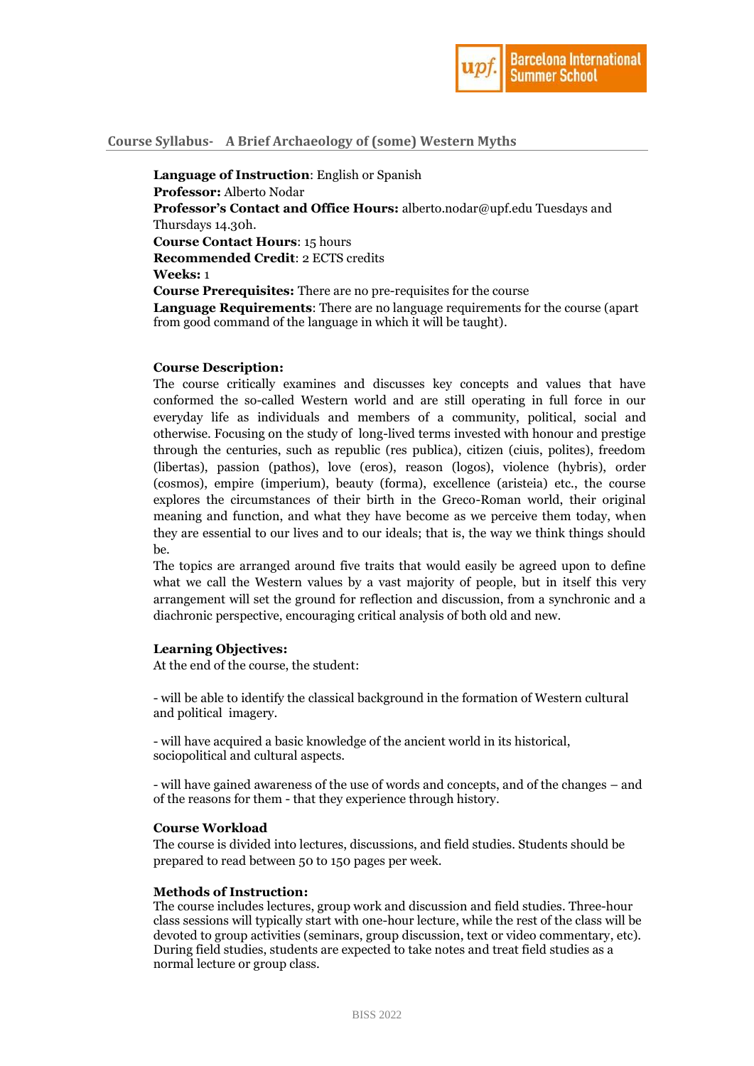## Course Syllabus- A Brief Archaeology of (some) Western Myths

**Language of Instruction**: English or Spanish
**Professor:** Alberto Nodar
**Professor's Contact and Office Hours:** alberto.nodar@upf.edu Tuesdays and Thursdays 14.30h.
**Course Contact Hours**: 15 hours
**Recommended Credit**: 2 ECTS credits
**Weeks:** 1
**Course Prerequisites:** There are no pre-requisites for the course
**Language Requirements**: There are no language requirements for the course (apart from good command of the language in which it will be taught).

**Course Description:**

The course critically examines and discusses key concepts and values that have conformed the so-called Western world and are still operating in full force in our everyday life as individuals and members of a community, political, social and otherwise. Focusing on the study of long-lived terms invested with honour and prestige through the centuries, such as republic (res publica), citizen (ciuis, polites), freedom (libertas), passion (pathos), love (eros), reason (logos), violence (hybris), order (cosmos), empire (imperium), beauty (forma), excellence (aristeia) etc., the course explores the circumstances of their birth in the Greco-Roman world, their original meaning and function, and what they have become as we perceive them today, when they are essential to our lives and to our ideals; that is, the way we think things should be.

The topics are arranged around five traits that would easily be agreed upon to define what we call the Western values by a vast majority of people, but in itself this very arrangement will set the ground for reflection and discussion, from a synchronic and a diachronic perspective, encouraging critical analysis of both old and new.

**Learning Objectives:**

At the end of the course, the student:

- will be able to identify the classical background in the formation of Western cultural and political imagery.

- will have acquired a basic knowledge of the ancient world in its historical, sociopolitical and cultural aspects.

- will have gained awareness of the use of words and concepts, and of the changes – and of the reasons for them - that they experience through history.

**Course Workload**

The course is divided into lectures, discussions, and field studies. Students should be prepared to read between 50 to 150 pages per week.

**Methods of Instruction:**

The course includes lectures, group work and discussion and field studies. Three-hour class sessions will typically start with one-hour lecture, while the rest of the class will be devoted to group activities (seminars, group discussion, text or video commentary, etc). During field studies, students are expected to take notes and treat field studies as a normal lecture or group class.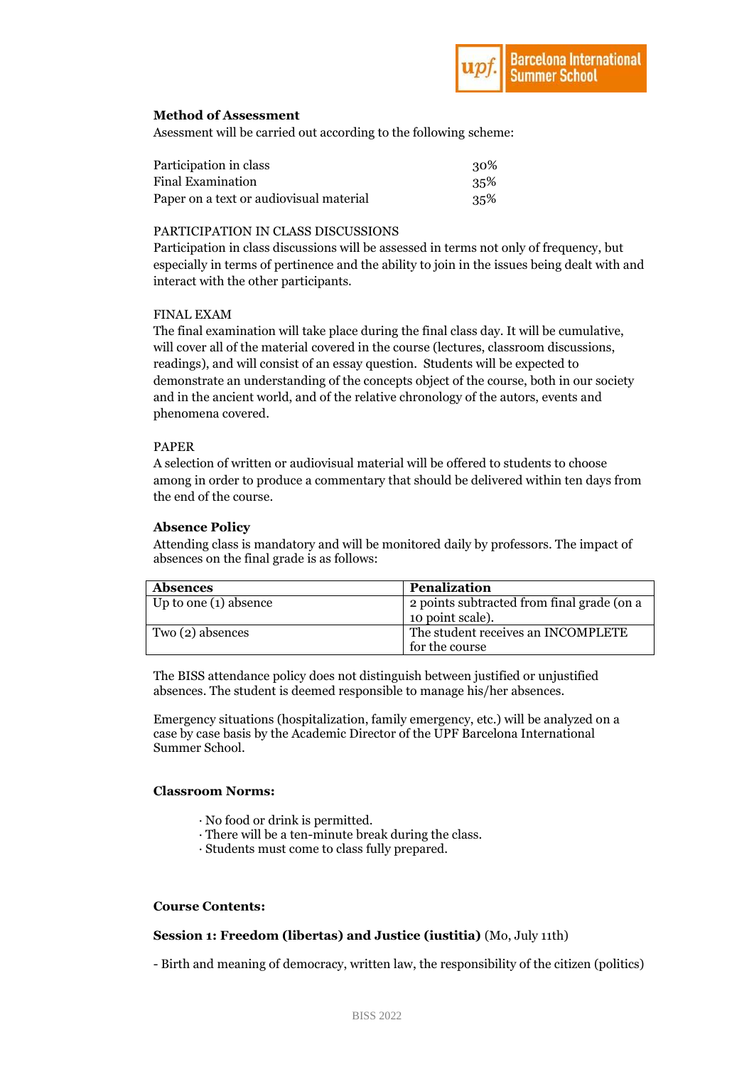**Method of Assessment**

Asessment will be carried out according to the following scheme:

| | |
|---|---|
| Participation in class | 30% |
| Final Examination | 35% |
| Paper on a text or audiovisual material | 35% |

PARTICIPATION IN CLASS DISCUSSIONS

Participation in class discussions will be assessed in terms not only of frequency, but especially in terms of pertinence and the ability to join in the issues being dealt with and interact with the other participants.

FINAL EXAM

The final examination will take place during the final class day. It will be cumulative, will cover all of the material covered in the course (lectures, classroom discussions, readings), and will consist of an essay question. Students will be expected to demonstrate an understanding of the concepts object of the course, both in our society and in the ancient world, and of the relative chronology of the autors, events and phenomena covered.

PAPER

A selection of written or audiovisual material will be offered to students to choose among in order to produce a commentary that should be delivered within ten days from the end of the course.

**Absence Policy**

Attending class is mandatory and will be monitored daily by professors. The impact of absences on the final grade is as follows:

| **Absences** | **Penalization** |
|---|---|
| Up to one (1) absence | 2 points subtracted from final grade (on a 10 point scale). |
| Two (2) absences | The student receives an INCOMPLETE for the course |

The BISS attendance policy does not distinguish between justified or unjustified absences. The student is deemed responsible to manage his/her absences.

Emergency situations (hospitalization, family emergency, etc.) will be analyzed on a case by case basis by the Academic Director of the UPF Barcelona International Summer School.

**Classroom Norms:**

- No food or drink is permitted.
- There will be a ten-minute break during the class.
- Students must come to class fully prepared.

**Course Contents:**

**Session 1: Freedom (libertas) and Justice (iustitia)** (Mo, July 11th)

- Birth and meaning of democracy, written law, the responsibility of the citizen (politics)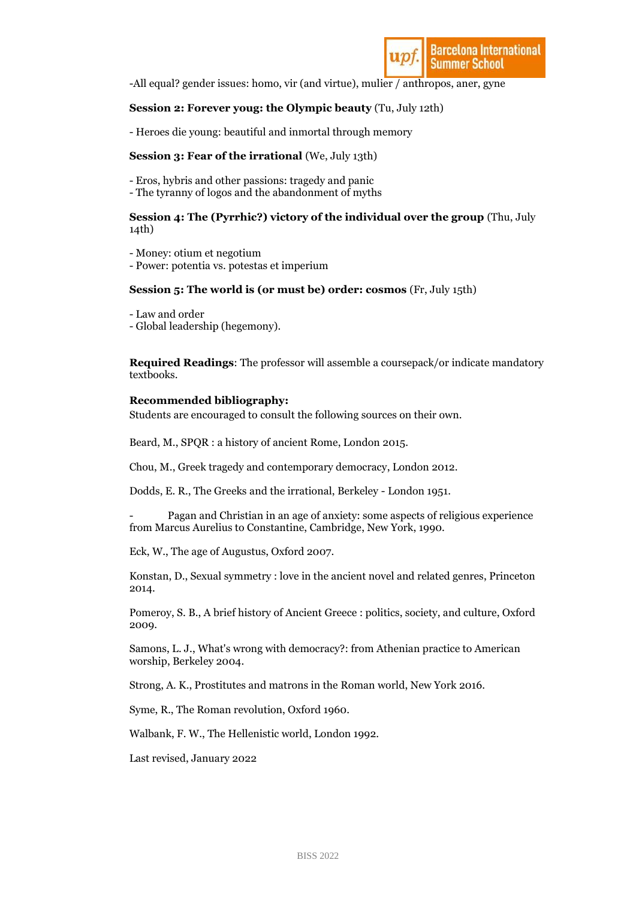-All equal? gender issues: homo, vir (and virtue), mulier / anthropos, aner, gyne

**Session 2: Forever youg: the Olympic beauty** (Tu, July 12th)

- Heroes die young: beautiful and inmortal through memory

**Session 3: Fear of the irrational** (We, July 13th)

- Eros, hybris and other passions: tragedy and panic
- The tyranny of logos and the abandonment of myths

**Session 4: The (Pyrrhic?) victory of the individual over the group** (Thu, July 14th)

- Money: otium et negotium
- Power: potentia vs. potestas et imperium

**Session 5: The world is (or must be) order: cosmos** (Fr, July 15th)

- Law and order
- Global leadership (hegemony).

**Required Readings**: The professor will assemble a coursepack/or indicate mandatory textbooks.

**Recommended bibliography:**
Students are encouraged to consult the following sources on their own.

Beard, M., SPQR : a history of ancient Rome, London 2015.

Chou, M., Greek tragedy and contemporary democracy, London 2012.

Dodds, E. R., The Greeks and the irrational, Berkeley - London 1951.

- Pagan and Christian in an age of anxiety: some aspects of religious experience from Marcus Aurelius to Constantine, Cambridge, New York, 1990.

Eck, W., The age of Augustus, Oxford 2007.

Konstan, D., Sexual symmetry : love in the ancient novel and related genres, Princeton 2014.

Pomeroy, S. B., A brief history of Ancient Greece : politics, society, and culture, Oxford 2009.

Samons, L. J., What's wrong with democracy?: from Athenian practice to American worship, Berkeley 2004.

Strong, A. K., Prostitutes and matrons in the Roman world, New York 2016.

Syme, R., The Roman revolution, Oxford 1960.

Walbank, F. W., The Hellenistic world, London 1992.

Last revised, January 2022